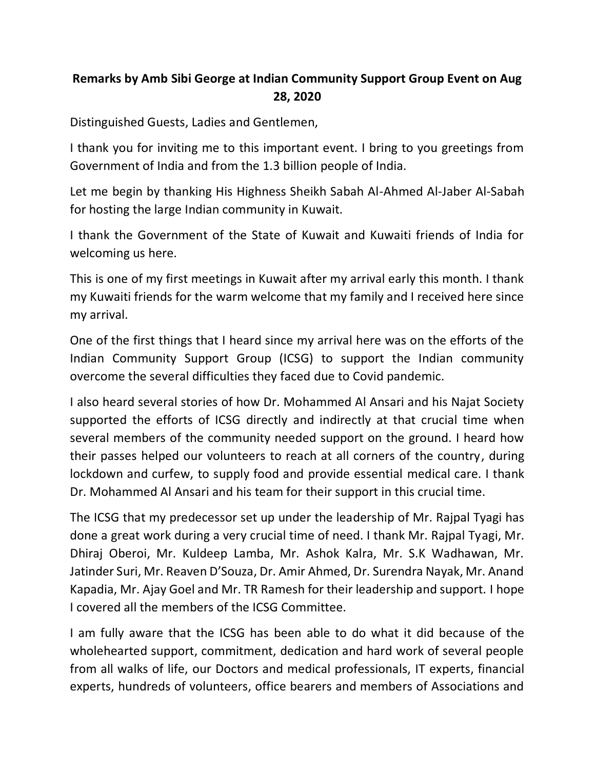# Remarks by Amb Sibi George at Indian Community Support Group Event on Aug 28, 2020

Distinguished Guests, Ladies and Gentlemen,

I thank you for inviting me to this important event. I bring to you greetings from Government of India and from the 1.3 billion people of India.

Let me begin by thanking His Highness Sheikh Sabah Al-Ahmed Al-Jaber Al-Sabah for hosting the large Indian community in Kuwait.

I thank the Government of the State of Kuwait and Kuwaiti friends of India for welcoming us here.

This is one of my first meetings in Kuwait after my arrival early this month. I thank my Kuwaiti friends for the warm welcome that my family and I received here since my arrival.

One of the first things that I heard since my arrival here was on the efforts of the Indian Community Support Group (ICSG) to support the Indian community overcome the several difficulties they faced due to Covid pandemic.

I also heard several stories of how Dr. Mohammed Al Ansari and his Najat Society supported the efforts of ICSG directly and indirectly at that crucial time when several members of the community needed support on the ground. I heard how their passes helped our volunteers to reach at all corners of the country, during lockdown and curfew, to supply food and provide essential medical care. I thank Dr. Mohammed Al Ansari and his team for their support in this crucial time.

The ICSG that my predecessor set up under the leadership of Mr. Rajpal Tyagi has done a great work during a very crucial time of need. I thank Mr. Rajpal Tyagi, Mr. Dhiraj Oberoi, Mr. Kuldeep Lamba, Mr. Ashok Kalra, Mr. S.K Wadhawan, Mr. Jatinder Suri, Mr. Reaven D'Souza, Dr. Amir Ahmed, Dr. Surendra Nayak, Mr. Anand Kapadia, Mr. Ajay Goel and Mr. TR Ramesh for their leadership and support. I hope I covered all the members of the ICSG Committee.

I am fully aware that the ICSG has been able to do what it did because of the wholehearted support, commitment, dedication and hard work of several people from all walks of life, our Doctors and medical professionals, IT experts, financial experts, hundreds of volunteers, office bearers and members of Associations and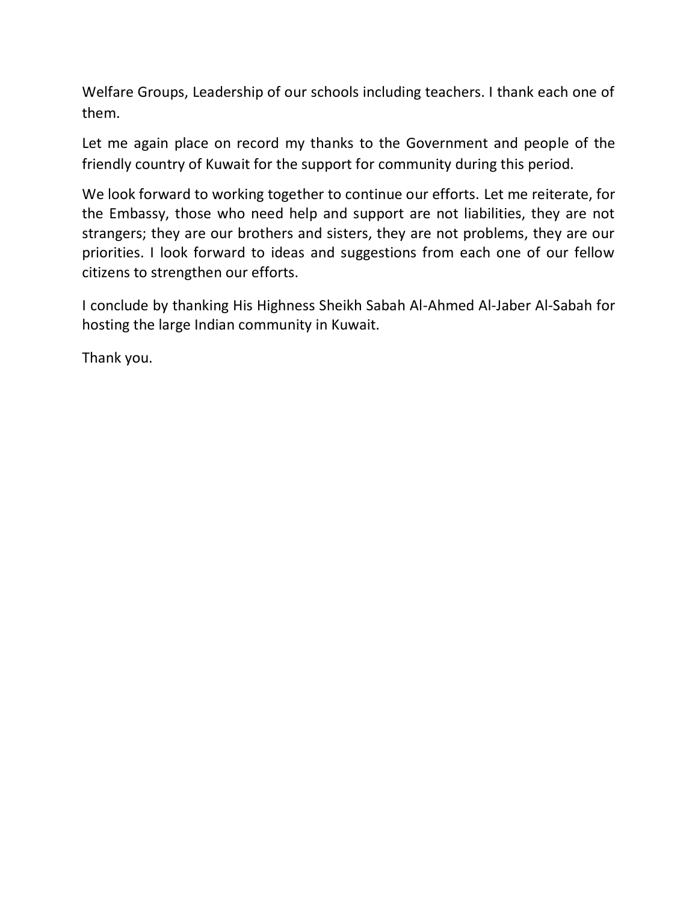Welfare Groups, Leadership of our schools including teachers. I thank each one of them.

Let me again place on record my thanks to the Government and people of the friendly country of Kuwait for the support for community during this period.

We look forward to working together to continue our efforts. Let me reiterate, for the Embassy, those who need help and support are not liabilities, they are not strangers; they are our brothers and sisters, they are not problems, they are our priorities. I look forward to ideas and suggestions from each one of our fellow citizens to strengthen our efforts.

I conclude by thanking His Highness Sheikh Sabah Al-Ahmed Al-Jaber Al-Sabah for hosting the large Indian community in Kuwait.

Thank you.